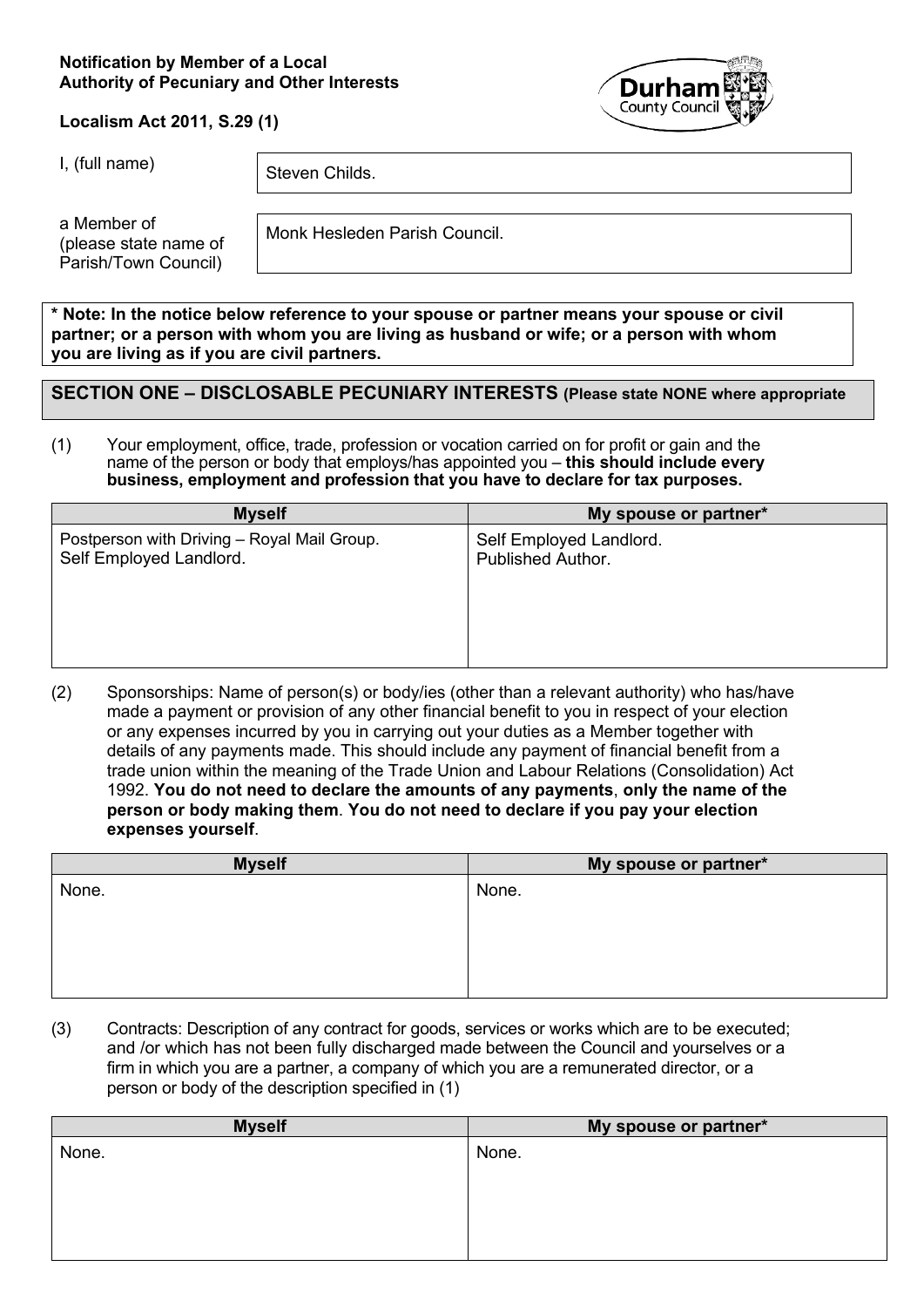**Notification by Member of a Local Authority of Pecuniary and Other Interests**

**Localism Act 2011, S.29 (1)**

| | |
|---|---|
| I, (full name) | Steven Childs. |
| a Member of (please state name of Parish/Town Council) | Monk Hesleden Parish Council. |

**\* Note: In the notice below reference to your spouse or partner means your spouse or civil partner; or a person with whom you are living as husband or wife; or a person with whom you are living as if you are civil partners.**

## SECTION ONE – DISCLOSABLE PECUNIARY INTERESTS (Please state NONE where appropriate

(1) Your employment, office, trade, profession or vocation carried on for profit or gain and the name of the person or body that employs/has appointed you – **this should include every business, employment and profession that you have to declare for tax purposes.**

| Myself | My spouse or partner* |
|---|---|
| Postperson with Driving – Royal Mail Group.<br>Self Employed Landlord. | Self Employed Landlord.<br>Published Author. |

(2) Sponsorships: Name of person(s) or body/ies (other than a relevant authority) who has/have made a payment or provision of any other financial benefit to you in respect of your election or any expenses incurred by you in carrying out your duties as a Member together with details of any payments made. This should include any payment of financial benefit from a trade union within the meaning of the Trade Union and Labour Relations (Consolidation) Act 1992. **You do not need to declare the amounts of any payments**, **only the name of the person or body making them**. **You do not need to declare if you pay your election expenses yourself**.

| Myself | My spouse or partner* |
|---|---|
| None. | None. |

(3) Contracts: Description of any contract for goods, services or works which are to be executed; and /or which has not been fully discharged made between the Council and yourselves or a firm in which you are a partner, a company of which you are a remunerated director, or a person or body of the description specified in (1)

| Myself | My spouse or partner* |
|---|---|
| None. | None. |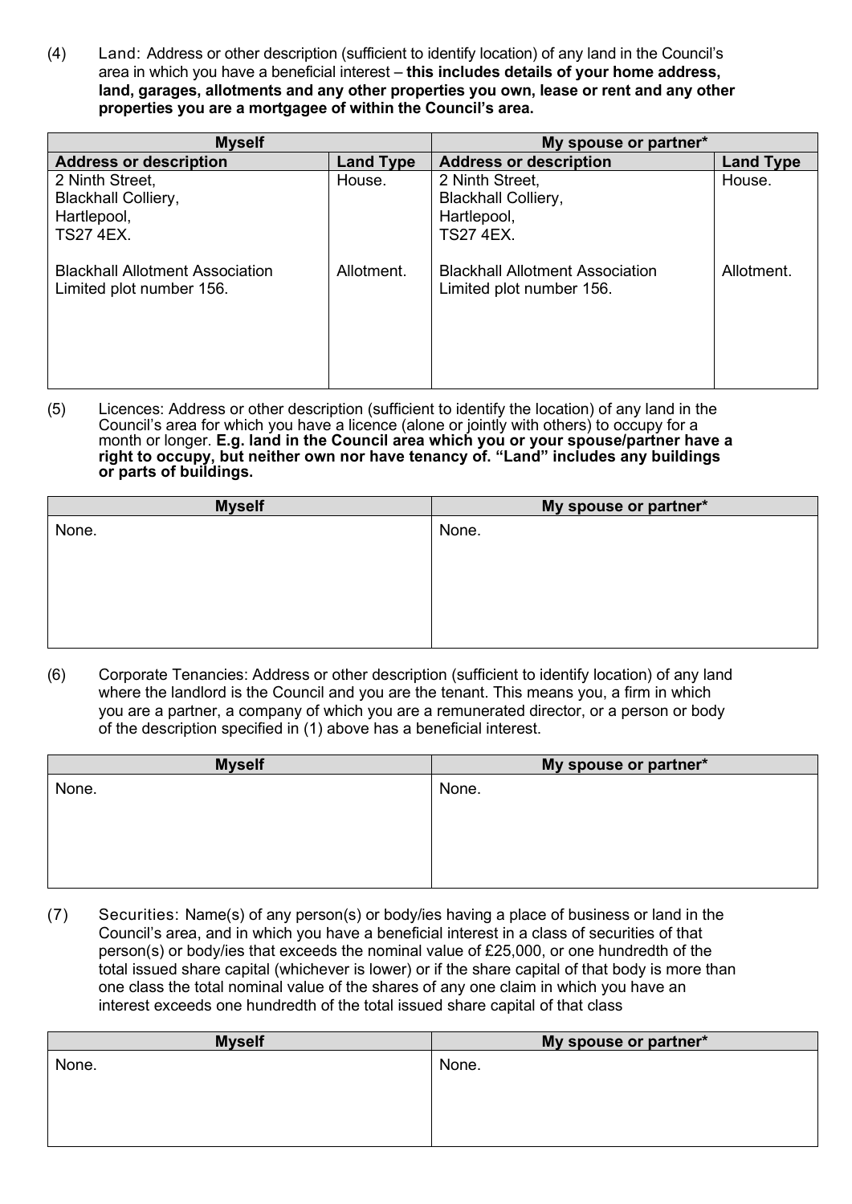(4) Land: Address or other description (sufficient to identify location) of any land in the Council's area in which you have a beneficial interest – **this includes details of your home address, land, garages, allotments and any other properties you own, lease or rent and any other properties you are a mortgagee of within the Council's area.**

| Myself | | My spouse or partner* | |
|---|---|---|---|
| **Address or description** | **Land Type** | **Address or description** | **Land Type** |
| 2 Ninth Street, Blackhall Colliery, Hartlepool, TS27 4EX. | House. | 2 Ninth Street, Blackhall Colliery, Hartlepool, TS27 4EX. | House. |
| Blackhall Allotment Association Limited plot number 156. | Allotment. | Blackhall Allotment Association Limited plot number 156. | Allotment. |

(5) Licences: Address or other description (sufficient to identify the location) of any land in the Council's area for which you have a licence (alone or jointly with others) to occupy for a month or longer. **E.g. land in the Council area which you or your spouse/partner have a right to occupy, but neither own nor have tenancy of. "Land" includes any buildings or parts of buildings.**

| Myself | My spouse or partner* |
|---|---|
| None. | None. |

(6) Corporate Tenancies: Address or other description (sufficient to identify location) of any land where the landlord is the Council and you are the tenant. This means you, a firm in which you are a partner, a company of which you are a remunerated director, or a person or body of the description specified in (1) above has a beneficial interest.

| Myself | My spouse or partner* |
|---|---|
| None. | None. |

(7) Securities: Name(s) of any person(s) or body/ies having a place of business or land in the Council's area, and in which you have a beneficial interest in a class of securities of that person(s) or body/ies that exceeds the nominal value of £25,000, or one hundredth of the total issued share capital (whichever is lower) or if the share capital of that body is more than one class the total nominal value of the shares of any one claim in which you have an interest exceeds one hundredth of the total issued share capital of that class

| Myself | My spouse or partner* |
|---|---|
| None. | None. |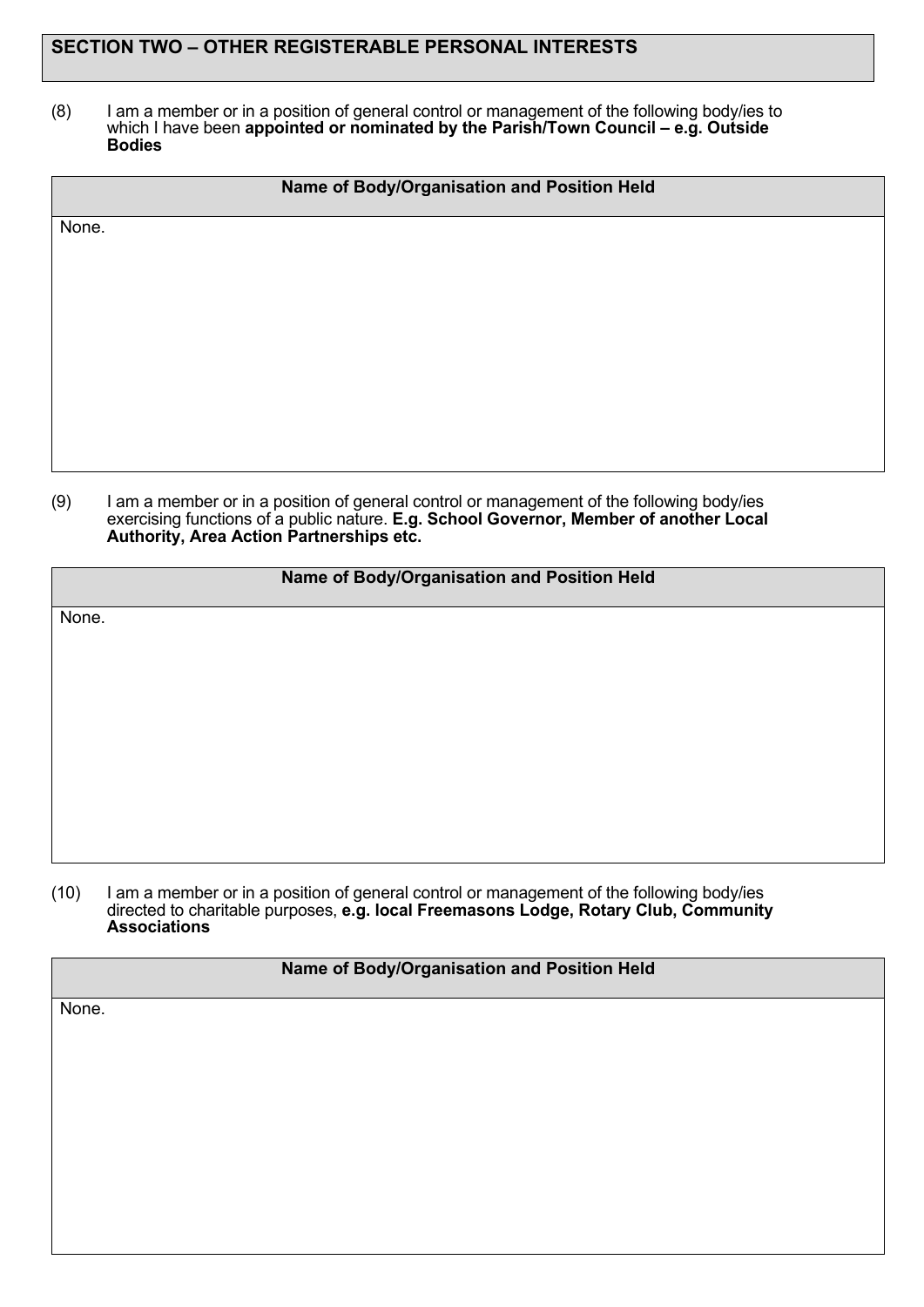## SECTION TWO – OTHER REGISTERABLE PERSONAL INTERESTS

(8) I am a member or in a position of general control or management of the following body/ies to which I have been **appointed or nominated by the Parish/Town Council – e.g. Outside Bodies**

| Name of Body/Organisation and Position Held |
|---|
| None. |

(9) I am a member or in a position of general control or management of the following body/ies exercising functions of a public nature. **E.g. School Governor, Member of another Local Authority, Area Action Partnerships etc.**

| Name of Body/Organisation and Position Held |
|---|
| None. |

(10) I am a member or in a position of general control or management of the following body/ies directed to charitable purposes, **e.g. local Freemasons Lodge, Rotary Club, Community Associations**

| Name of Body/Organisation and Position Held |
|---|
| None. |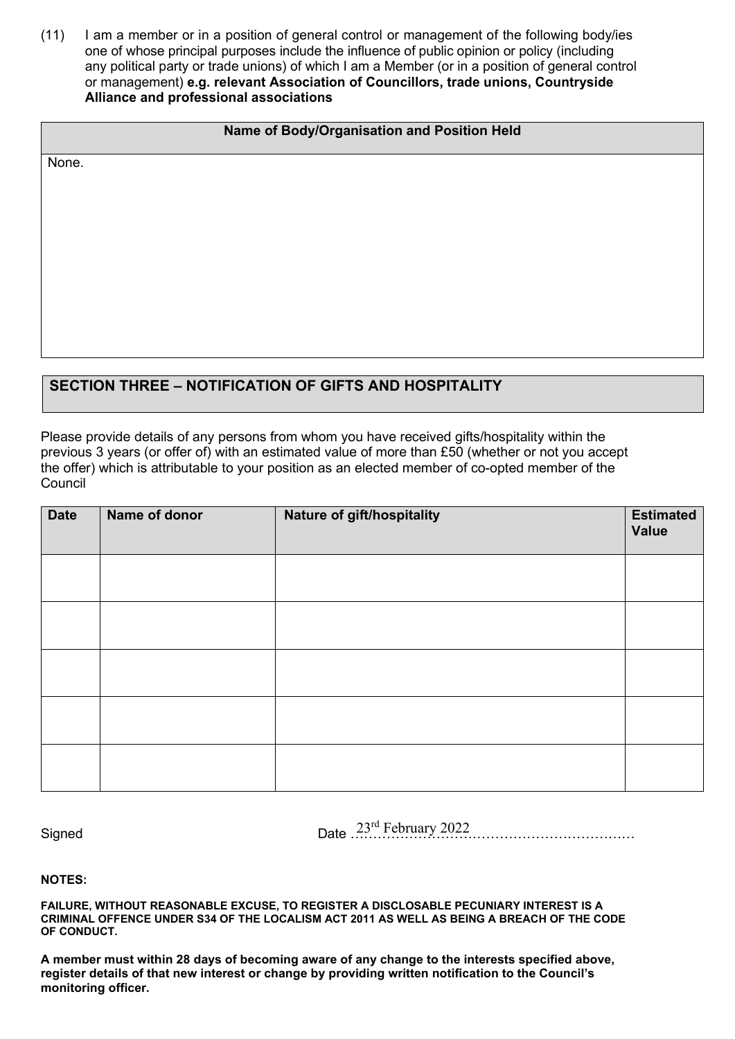(11) I am a member or in a position of general control or management of the following body/ies one of whose principal purposes include the influence of public opinion or policy (including any political party or trade unions) of which I am a Member (or in a position of general control or management) **e.g. relevant Association of Councillors, trade unions, Countryside Alliance and professional associations**

| Name of Body/Organisation and Position Held |
|---|
| None. |

## SECTION THREE – NOTIFICATION OF GIFTS AND HOSPITALITY

Please provide details of any persons from whom you have received gifts/hospitality within the previous 3 years (or offer of) with an estimated value of more than £50 (whether or not you accept the offer) which is attributable to your position as an elected member of co-opted member of the Council

| Date | Name of donor | Nature of gift/hospitality | Estimated Value |
|---|---|---|---|
| | | | |
| | | | |
| | | | |
| | | | |
| | | | |

Signed

Date 23rd February 2022

**NOTES:**

**FAILURE, WITHOUT REASONABLE EXCUSE, TO REGISTER A DISCLOSABLE PECUNIARY INTEREST IS A CRIMINAL OFFENCE UNDER S34 OF THE LOCALISM ACT 2011 AS WELL AS BEING A BREACH OF THE CODE OF CONDUCT.**

**A member must within 28 days of becoming aware of any change to the interests specified above, register details of that new interest or change by providing written notification to the Council's monitoring officer.**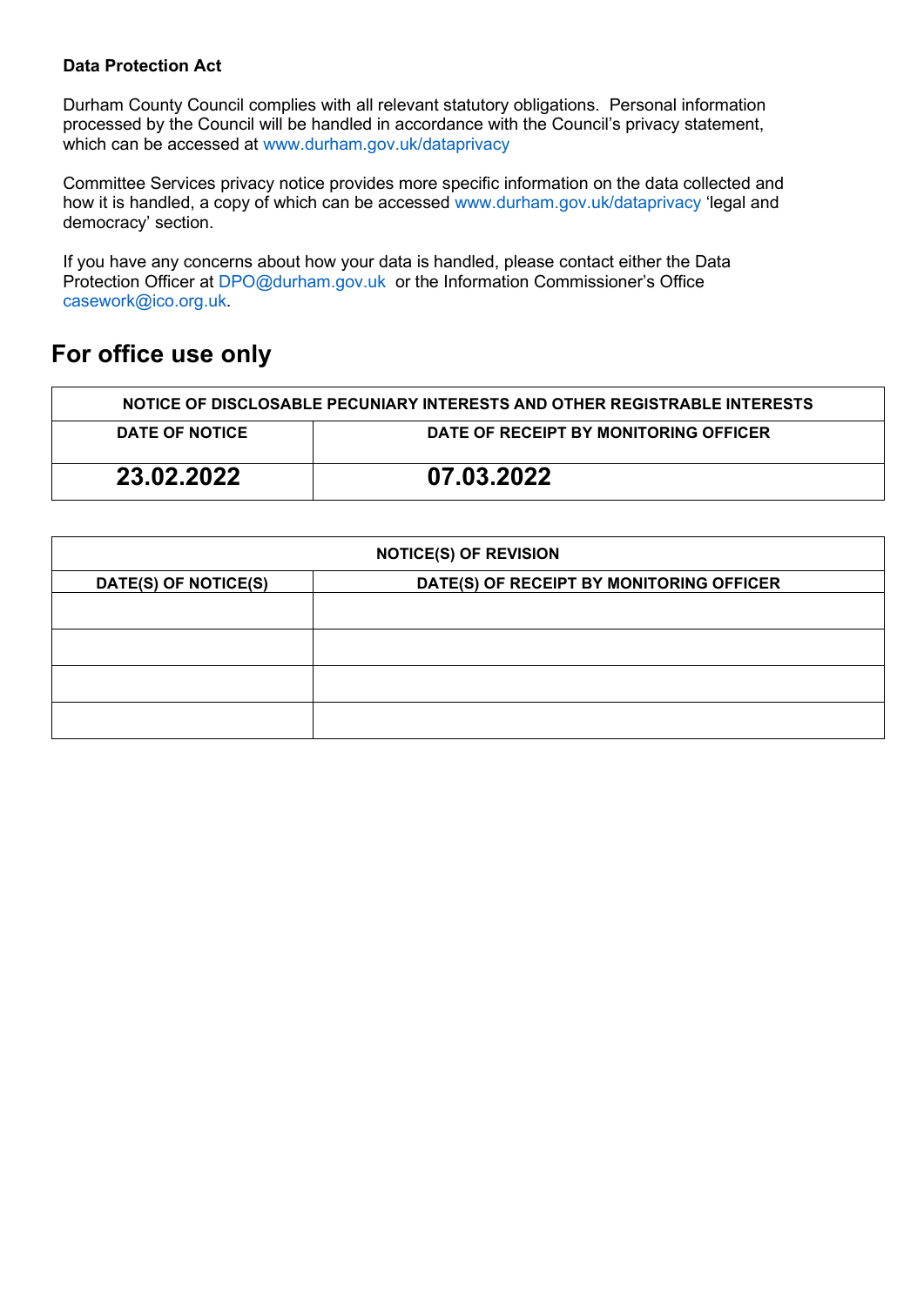**Data Protection Act**

Durham County Council complies with all relevant statutory obligations. Personal information processed by the Council will be handled in accordance with the Council's privacy statement, which can be accessed at www.durham.gov.uk/dataprivacy

Committee Services privacy notice provides more specific information on the data collected and how it is handled, a copy of which can be accessed www.durham.gov.uk/dataprivacy 'legal and democracy' section.

If you have any concerns about how your data is handled, please contact either the Data Protection Officer at DPO@durham.gov.uk or the Information Commissioner's Office casework@ico.org.uk.

## For office use only

| NOTICE OF DISCLOSABLE PECUNIARY INTERESTS AND OTHER REGISTRABLE INTERESTS | |
|---|---|
| **DATE OF NOTICE** | **DATE OF RECEIPT BY MONITORING OFFICER** |
| **23.02.2022** | **07.03.2022** |

| NOTICE(S) OF REVISION | |
|---|---|
| **DATE(S) OF NOTICE(S)** | **DATE(S) OF RECEIPT BY MONITORING OFFICER** |
| | |
| | |
| | |
| | |